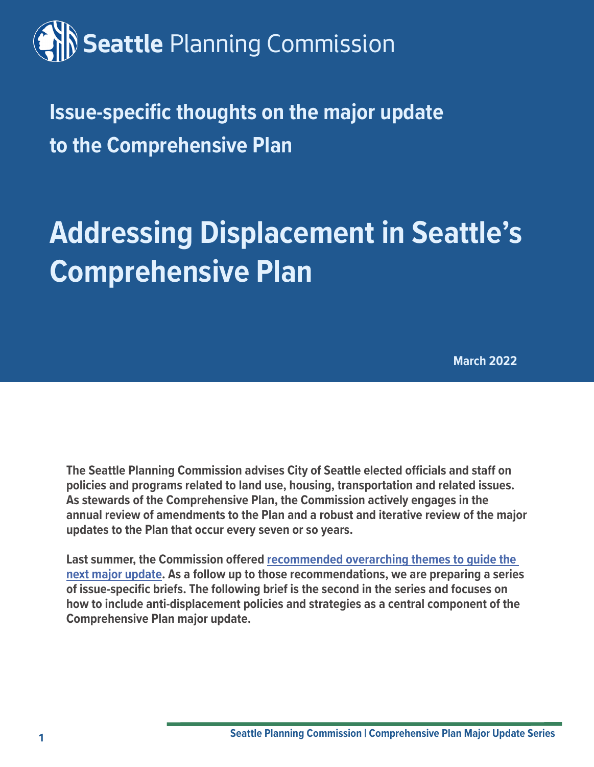# Seattle Planning Commission

## Issue-specific thoughts on the major update to the Comprehensive Plan

# Addressing Displacement in Seattle's Comprehensive Plan

March 2022

**The Seattle Planning Commission advises City of Seattle elected officials and staff on policies and programs related to land use, housing, transportation and related issues. As stewards of the Comprehensive Plan, the Commission actively engages in the annual review of amendments to the Plan and a robust and iterative review of the major updates to the Plan that occur every seven or so years.**

**Last summer, the Commission offered recommended overarching themes to guide the next major update. As a follow up to those recommendations, we are preparing a series of issue-specific briefs. The following brief is the second in the series and focuses on how to include anti-displacement policies and strategies as a central component of the Comprehensive Plan major update.**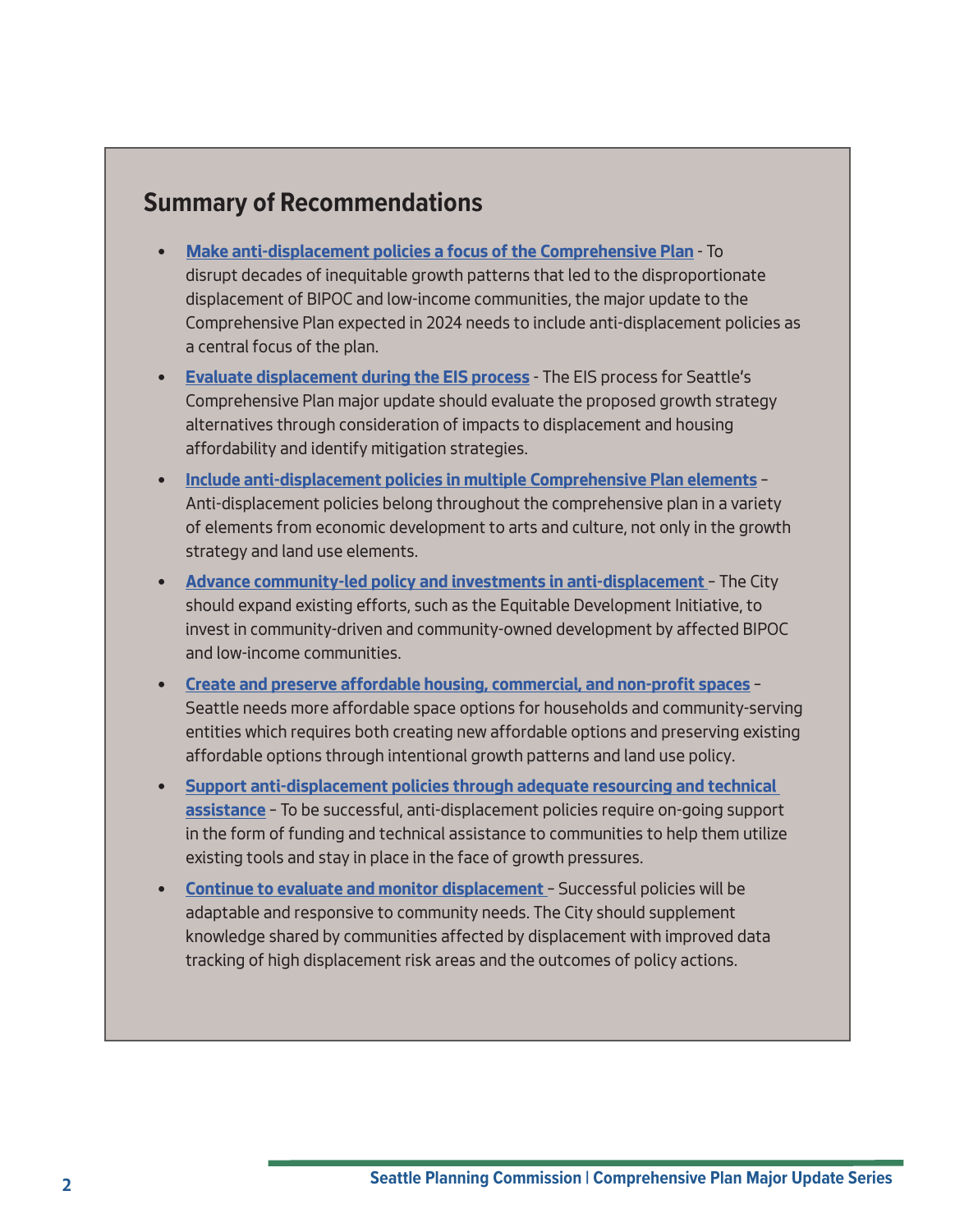## Summary of Recommendations

- **Make anti-displacement policies a focus of the Comprehensive Plan** - To disrupt decades of inequitable growth patterns that led to the disproportionate displacement of BIPOC and low-income communities, the major update to the Comprehensive Plan expected in 2024 needs to include anti-displacement policies as a central focus of the plan.
- **Evaluate displacement during the EIS process** - The EIS process for Seattle's Comprehensive Plan major update should evaluate the proposed growth strategy alternatives through consideration of impacts to displacement and housing affordability and identify mitigation strategies.
- **Include anti-displacement policies in multiple Comprehensive Plan elements** – Anti-displacement policies belong throughout the comprehensive plan in a variety of elements from economic development to arts and culture, not only in the growth strategy and land use elements.
- **Advance community-led policy and investments in anti-displacement** – The City should expand existing efforts, such as the Equitable Development Initiative, to invest in community-driven and community-owned development by affected BIPOC and low-income communities.
- **Create and preserve affordable housing, commercial, and non-profit spaces** – Seattle needs more affordable space options for households and community-serving entities which requires both creating new affordable options and preserving existing affordable options through intentional growth patterns and land use policy.
- **Support anti-displacement policies through adequate resourcing and technical assistance** – To be successful, anti-displacement policies require on-going support in the form of funding and technical assistance to communities to help them utilize existing tools and stay in place in the face of growth pressures.
- **Continue to evaluate and monitor displacement** – Successful policies will be adaptable and responsive to community needs. The City should supplement knowledge shared by communities affected by displacement with improved data tracking of high displacement risk areas and the outcomes of policy actions.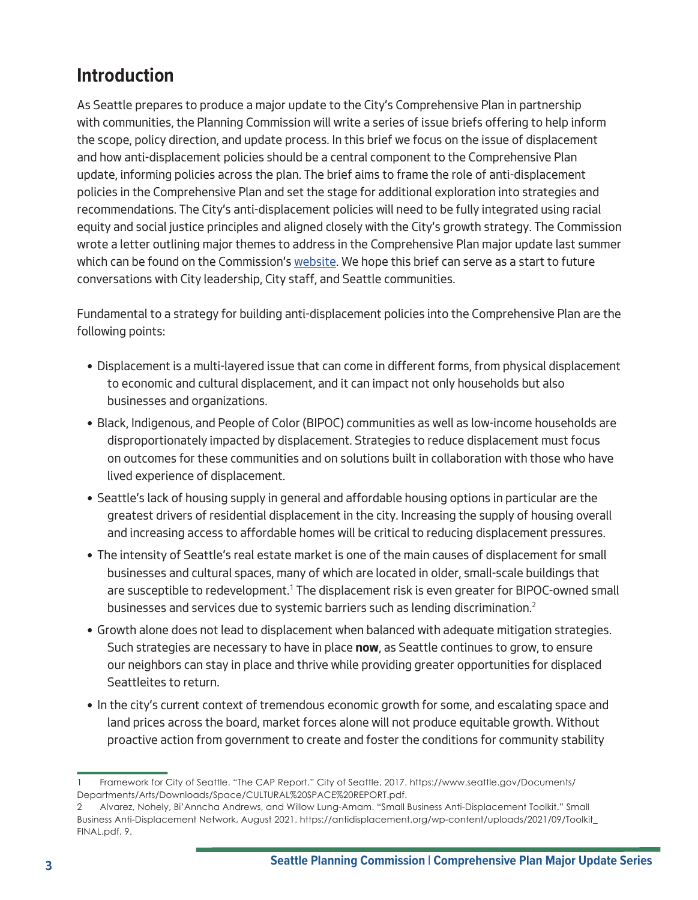## Introduction

As Seattle prepares to produce a major update to the City's Comprehensive Plan in partnership with communities, the Planning Commission will write a series of issue briefs offering to help inform the scope, policy direction, and update process. In this brief we focus on the issue of displacement and how anti-displacement policies should be a central component to the Comprehensive Plan update, informing policies across the plan. The brief aims to frame the role of anti-displacement policies in the Comprehensive Plan and set the stage for additional exploration into strategies and recommendations. The City's anti-displacement policies will need to be fully integrated using racial equity and social justice principles and aligned closely with the City's growth strategy. The Commission wrote a letter outlining major themes to address in the Comprehensive Plan major update last summer which can be found on the Commission's website. We hope this brief can serve as a start to future conversations with City leadership, City staff, and Seattle communities.

Fundamental to a strategy for building anti-displacement policies into the Comprehensive Plan are the following points:

- Displacement is a multi-layered issue that can come in different forms, from physical displacement to economic and cultural displacement, and it can impact not only households but also businesses and organizations.
- Black, Indigenous, and People of Color (BIPOC) communities as well as low-income households are disproportionately impacted by displacement. Strategies to reduce displacement must focus on outcomes for these communities and on solutions built in collaboration with those who have lived experience of displacement.
- Seattle's lack of housing supply in general and affordable housing options in particular are the greatest drivers of residential displacement in the city. Increasing the supply of housing overall and increasing access to affordable homes will be critical to reducing displacement pressures.
- The intensity of Seattle's real estate market is one of the main causes of displacement for small businesses and cultural spaces, many of which are located in older, small-scale buildings that are susceptible to redevelopment.[1] The displacement risk is even greater for BIPOC-owned small businesses and services due to systemic barriers such as lending discrimination.[2]
- Growth alone does not lead to displacement when balanced with adequate mitigation strategies. Such strategies are necessary to have in place **now**, as Seattle continues to grow, to ensure our neighbors can stay in place and thrive while providing greater opportunities for displaced Seattleites to return.
- In the city's current context of tremendous economic growth for some, and escalating space and land prices across the board, market forces alone will not produce equitable growth. Without proactive action from government to create and foster the conditions for community stability

---

1 Framework for City of Seattle. "The CAP Report." City of Seattle, 2017. https://www.seattle.gov/Documents/Departments/Arts/Downloads/Space/CULTURAL%20SPACE%20REPORT.pdf.

2 Alvarez, Nohely, Bi'Anncha Andrews, and Willow Lung-Amam. "Small Business Anti-Displacement Toolkit." Small Business Anti-Displacement Network, August 2021. https://antidisplacement.org/wp-content/uploads/2021/09/Toolkit_FINAL.pdf, 9.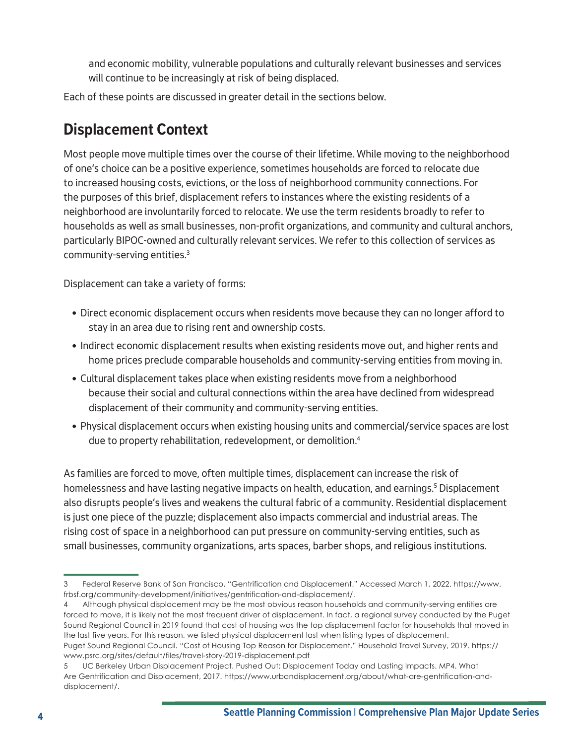and economic mobility, vulnerable populations and culturally relevant businesses and services will continue to be increasingly at risk of being displaced.

Each of these points are discussed in greater detail in the sections below.

## Displacement Context

Most people move multiple times over the course of their lifetime. While moving to the neighborhood of one's choice can be a positive experience, sometimes households are forced to relocate due to increased housing costs, evictions, or the loss of neighborhood community connections. For the purposes of this brief, displacement refers to instances where the existing residents of a neighborhood are involuntarily forced to relocate. We use the term residents broadly to refer to households as well as small businesses, non-profit organizations, and community and cultural anchors, particularly BIPOC-owned and culturally relevant services. We refer to this collection of services as community-serving entities.[3]

Displacement can take a variety of forms:

- Direct economic displacement occurs when residents move because they can no longer afford to stay in an area due to rising rent and ownership costs.
- Indirect economic displacement results when existing residents move out, and higher rents and home prices preclude comparable households and community-serving entities from moving in.
- Cultural displacement takes place when existing residents move from a neighborhood because their social and cultural connections within the area have declined from widespread displacement of their community and community-serving entities.
- Physical displacement occurs when existing housing units and commercial/service spaces are lost due to property rehabilitation, redevelopment, or demolition.[4]

As families are forced to move, often multiple times, displacement can increase the risk of homelessness and have lasting negative impacts on health, education, and earnings.[5] Displacement also disrupts people's lives and weakens the cultural fabric of a community. Residential displacement is just one piece of the puzzle; displacement also impacts commercial and industrial areas. The rising cost of space in a neighborhood can put pressure on community-serving entities, such as small businesses, community organizations, arts spaces, barber shops, and religious institutions.

---

3 Federal Reserve Bank of San Francisco. "Gentrification and Displacement." Accessed March 1, 2022. https://www.frbsf.org/community-development/initiatives/gentrification-and-displacement/.

4 Although physical displacement may be the most obvious reason households and community-serving entities are forced to move, it is likely not the most frequent driver of displacement. In fact, a regional survey conducted by the Puget Sound Regional Council in 2019 found that cost of housing was the top displacement factor for households that moved in the last five years. For this reason, we listed physical displacement last when listing types of displacement.
Puget Sound Regional Council. "Cost of Housing Top Reason for Displacement." Household Travel Survey, 2019. https://www.psrc.org/sites/default/files/travel-story-2019-displacement.pdf

5 UC Berkeley Urban Displacement Project. Pushed Out: Displacement Today and Lasting Impacts. MP4. What Are Gentrification and Displacement, 2017. https://www.urbandisplacement.org/about/what-are-gentrification-and-displacement/.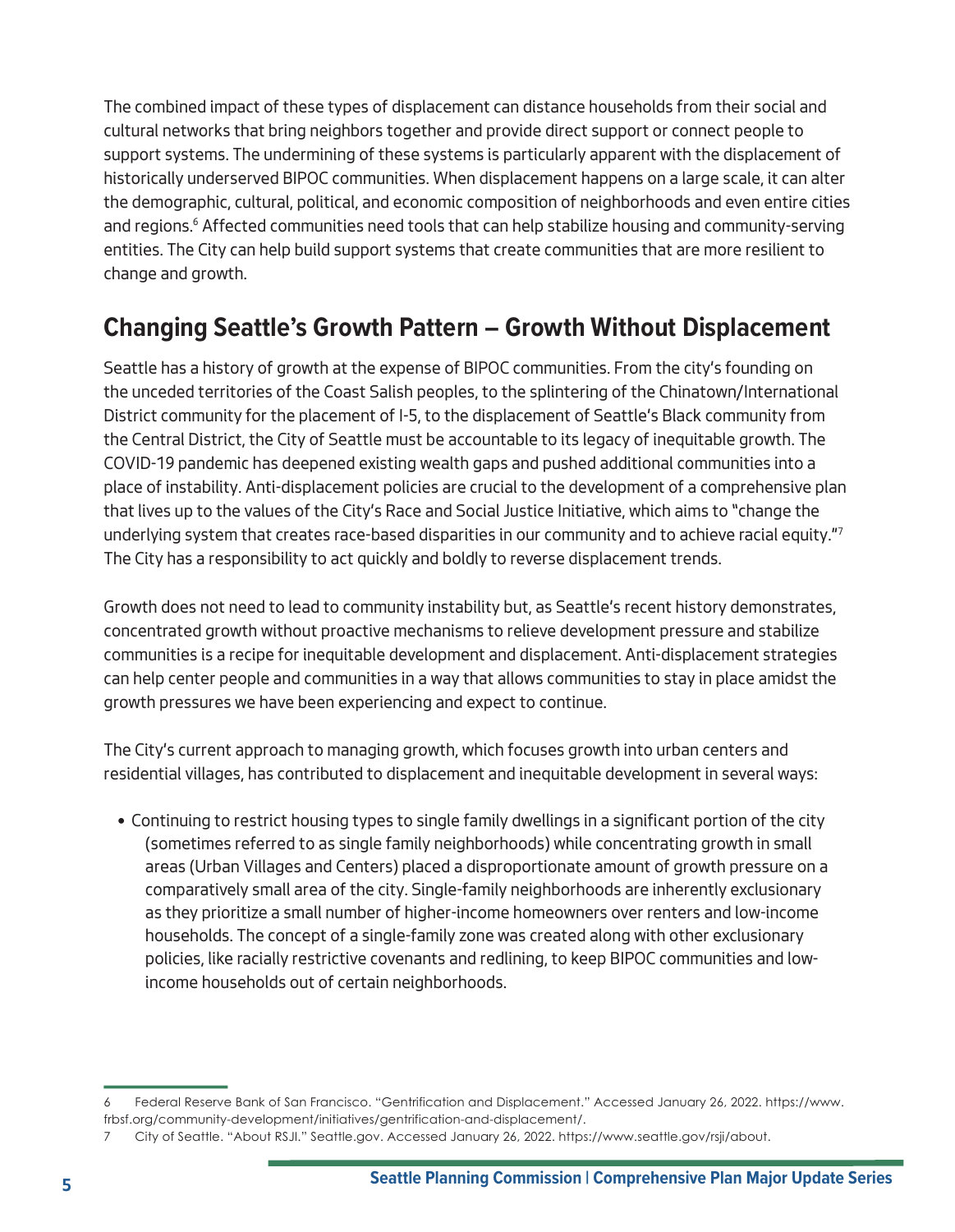The combined impact of these types of displacement can distance households from their social and cultural networks that bring neighbors together and provide direct support or connect people to support systems. The undermining of these systems is particularly apparent with the displacement of historically underserved BIPOC communities. When displacement happens on a large scale, it can alter the demographic, cultural, political, and economic composition of neighborhoods and even entire cities and regions.[6] Affected communities need tools that can help stabilize housing and community-serving entities. The City can help build support systems that create communities that are more resilient to change and growth.

## Changing Seattle's Growth Pattern – Growth Without Displacement

Seattle has a history of growth at the expense of BIPOC communities. From the city's founding on the unceded territories of the Coast Salish peoples, to the splintering of the Chinatown/International District community for the placement of I-5, to the displacement of Seattle's Black community from the Central District, the City of Seattle must be accountable to its legacy of inequitable growth. The COVID-19 pandemic has deepened existing wealth gaps and pushed additional communities into a place of instability. Anti-displacement policies are crucial to the development of a comprehensive plan that lives up to the values of the City's Race and Social Justice Initiative, which aims to "change the underlying system that creates race-based disparities in our community and to achieve racial equity."[7] The City has a responsibility to act quickly and boldly to reverse displacement trends.

Growth does not need to lead to community instability but, as Seattle's recent history demonstrates, concentrated growth without proactive mechanisms to relieve development pressure and stabilize communities is a recipe for inequitable development and displacement. Anti-displacement strategies can help center people and communities in a way that allows communities to stay in place amidst the growth pressures we have been experiencing and expect to continue.

The City's current approach to managing growth, which focuses growth into urban centers and residential villages, has contributed to displacement and inequitable development in several ways:

- Continuing to restrict housing types to single family dwellings in a significant portion of the city (sometimes referred to as single family neighborhoods) while concentrating growth in small areas (Urban Villages and Centers) placed a disproportionate amount of growth pressure on a comparatively small area of the city. Single-family neighborhoods are inherently exclusionary as they prioritize a small number of higher-income homeowners over renters and low-income households. The concept of a single-family zone was created along with other exclusionary policies, like racially restrictive covenants and redlining, to keep BIPOC communities and low-income households out of certain neighborhoods.

---

6 Federal Reserve Bank of San Francisco. "Gentrification and Displacement." Accessed January 26, 2022. https://www.frbsf.org/community-development/initiatives/gentrification-and-displacement/.

7 City of Seattle. "About RSJI." Seattle.gov. Accessed January 26, 2022. https://www.seattle.gov/rsji/about.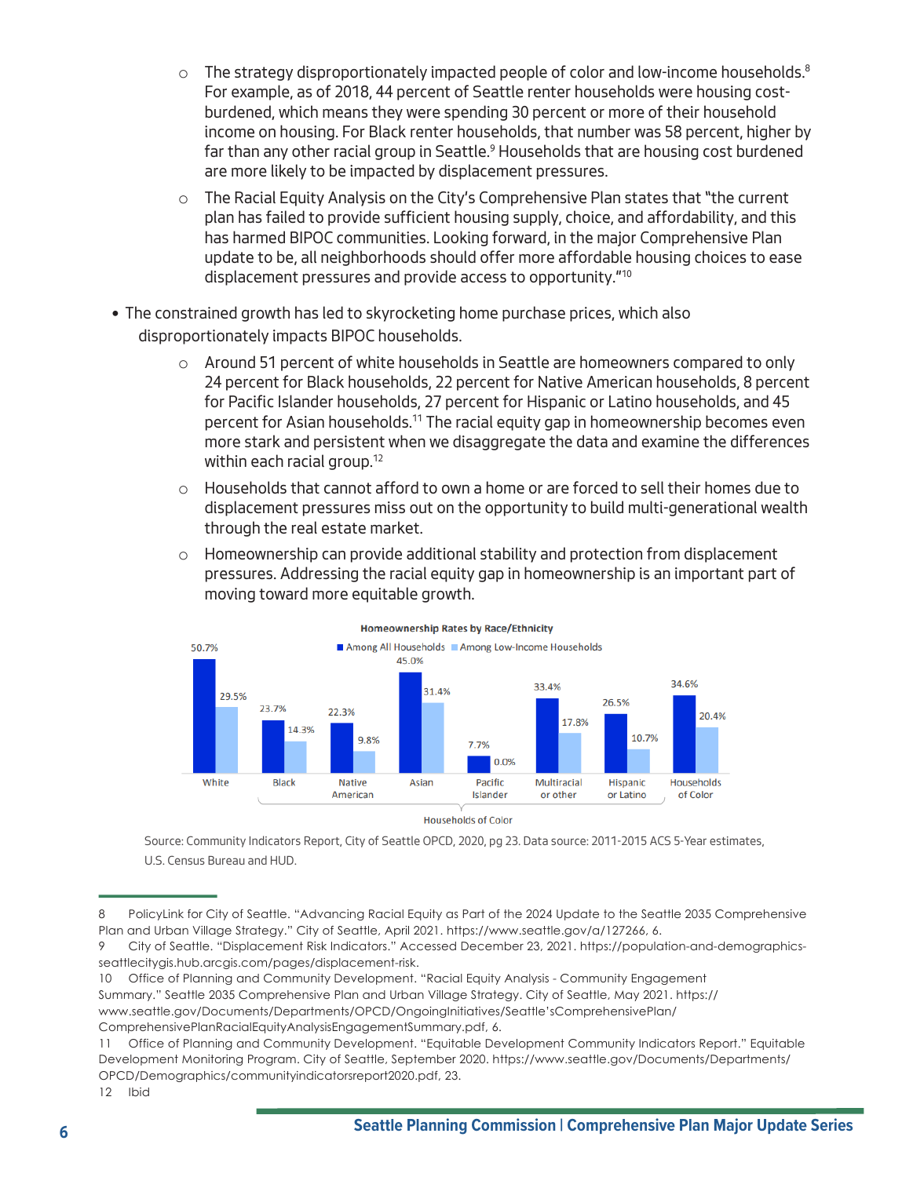- The strategy disproportionately impacted people of color and low-income households.[8] For example, as of 2018, 44 percent of Seattle renter households were housing cost-burdened, which means they were spending 30 percent or more of their household income on housing. For Black renter households, that number was 58 percent, higher by far than any other racial group in Seattle.[9] Households that are housing cost burdened are more likely to be impacted by displacement pressures.
- The Racial Equity Analysis on the City's Comprehensive Plan states that "the current plan has failed to provide sufficient housing supply, choice, and affordability, and this has harmed BIPOC communities. Looking forward, in the major Comprehensive Plan update to be, all neighborhoods should offer more affordable housing choices to ease displacement pressures and provide access to opportunity."[10]

- The constrained growth has led to skyrocketing home purchase prices, which also disproportionately impacts BIPOC households.
  - Around 51 percent of white households in Seattle are homeowners compared to only 24 percent for Black households, 22 percent for Native American households, 8 percent for Pacific Islander households, 27 percent for Hispanic or Latino households, and 45 percent for Asian households.[11] The racial equity gap in homeownership becomes even more stark and persistent when we disaggregate the data and examine the differences within each racial group.[12]
  - Households that cannot afford to own a home or are forced to sell their homes due to displacement pressures miss out on the opportunity to build multi-generational wealth through the real estate market.
  - Homeownership can provide additional stability and protection from displacement pressures. Addressing the racial equity gap in homeownership is an important part of moving toward more equitable growth.

**Homeownership Rates by Race/Ethnicity**

| | Among All Households | Among Low-Income Households |
|---|---|---|
| White | 50.7% | 29.5% |
| Black | 23.7% | 14.3% |
| Native American | 22.3% | 9.8% |
| Asian | 45.0% | 31.4% |
| Pacific Islander | 7.7% | 0.0% |
| Multiracial or other | 33.4% | 17.8% |
| Hispanic or Latino | 26.5% | 10.7% |
| Households of Color | 34.6% | 20.4% |

Households of Color: Black, Native American, Asian, Pacific Islander, Multiracial or other, Hispanic or Latino

Source: Community Indicators Report, City of Seattle OPCD, 2020, pg 23. Data source: 2011-2015 ACS 5-Year estimates, U.S. Census Bureau and HUD.

---

8 PolicyLink for City of Seattle. "Advancing Racial Equity as Part of the 2024 Update to the Seattle 2035 Comprehensive Plan and Urban Village Strategy." City of Seattle, April 2021. https://www.seattle.gov/a/127266, 6.

9 City of Seattle. "Displacement Risk Indicators." Accessed December 23, 2021. https://population-and-demographics-seattlecitygis.hub.arcgis.com/pages/displacement-risk.

10 Office of Planning and Community Development. "Racial Equity Analysis - Community Engagement Summary." Seattle 2035 Comprehensive Plan and Urban Village Strategy. City of Seattle, May 2021. https://www.seattle.gov/Documents/Departments/OPCD/OngoingInitiatives/Seattle'sComprehensivePlan/ComprehensivePlanRacialEquityAnalysisEngagementSummary.pdf, 6.

11 Office of Planning and Community Development. "Equitable Development Community Indicators Report." Equitable Development Monitoring Program. City of Seattle, September 2020. https://www.seattle.gov/Documents/Departments/OPCD/Demographics/communityindicatorsreport2020.pdf, 23.

12 Ibid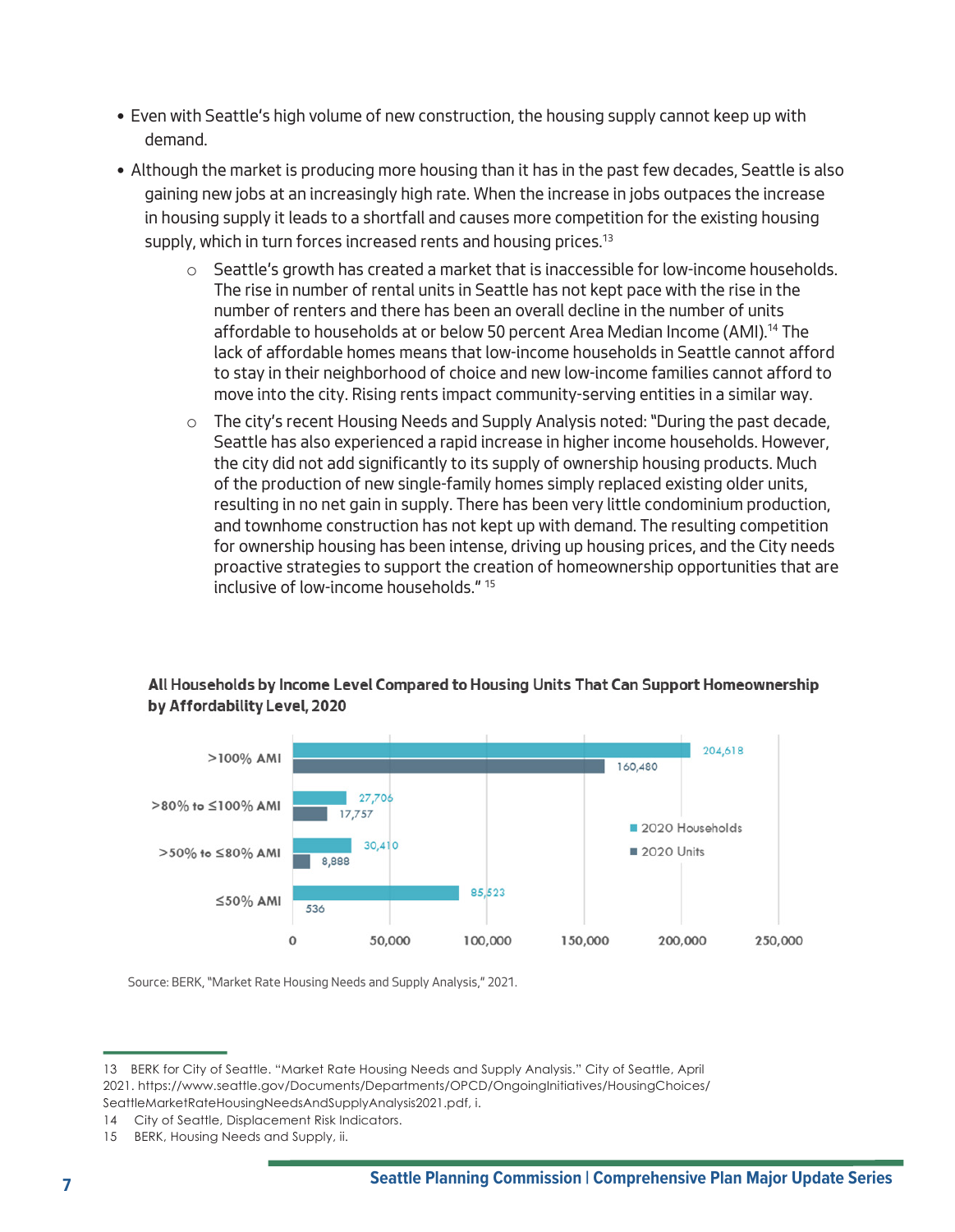- Even with Seattle's high volume of new construction, the housing supply cannot keep up with demand.
- Although the market is producing more housing than it has in the past few decades, Seattle is also gaining new jobs at an increasingly high rate. When the increase in jobs outpaces the increase in housing supply it leads to a shortfall and causes more competition for the existing housing supply, which in turn forces increased rents and housing prices.[13]
    - Seattle's growth has created a market that is inaccessible for low-income households. The rise in number of rental units in Seattle has not kept pace with the rise in the number of renters and there has been an overall decline in the number of units affordable to households at or below 50 percent Area Median Income (AMI).[14] The lack of affordable homes means that low-income households in Seattle cannot afford to stay in their neighborhood of choice and new low-income families cannot afford to move into the city. Rising rents impact community-serving entities in a similar way.
    - The city's recent Housing Needs and Supply Analysis noted: "During the past decade, Seattle has also experienced a rapid increase in higher income households. However, the city did not add significantly to its supply of ownership housing products. Much of the production of new single-family homes simply replaced existing older units, resulting in no net gain in supply. There has been very little condominium production, and townhome construction has not kept up with demand. The resulting competition for ownership housing has been intense, driving up housing prices, and the City needs proactive strategies to support the creation of homeownership opportunities that are inclusive of low-income households."[15]

**All Households by Income Level Compared to Housing Units That Can Support Homeownership by Affordability Level, 2020**

| Income Level | 2020 Households | 2020 Units |
|---|---|---|
| >100% AMI | 204,618 | 160,480 |
| >80% to ≤100% AMI | 27,706 | 17,757 |
| >50% to ≤80% AMI | 30,410 | 8,888 |
| ≤50% AMI | 85,523 | 536 |

Source: BERK, "Market Rate Housing Needs and Supply Analysis," 2021.

---

13 BERK for City of Seattle. "Market Rate Housing Needs and Supply Analysis." City of Seattle, April 2021. https://www.seattle.gov/Documents/Departments/OPCD/OngoingInitiatives/HousingChoices/SeattleMarketRateHousingNeedsAndSupplyAnalysis2021.pdf, i.

14 City of Seattle, Displacement Risk Indicators.

15 BERK, Housing Needs and Supply, ii.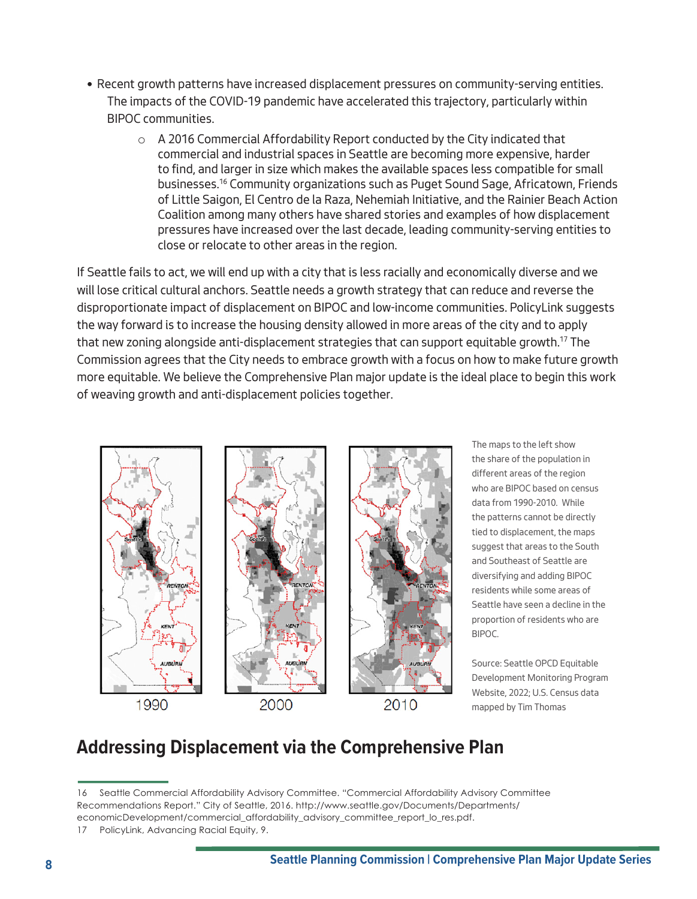- Recent growth patterns have increased displacement pressures on community-serving entities. The impacts of the COVID-19 pandemic have accelerated this trajectory, particularly within BIPOC communities.
  - A 2016 Commercial Affordability Report conducted by the City indicated that commercial and industrial spaces in Seattle are becoming more expensive, harder to find, and larger in size which makes the available spaces less compatible for small businesses.[16] Community organizations such as Puget Sound Sage, Africatown, Friends of Little Saigon, El Centro de la Raza, Nehemiah Initiative, and the Rainier Beach Action Coalition among many others have shared stories and examples of how displacement pressures have increased over the last decade, leading community-serving entities to close or relocate to other areas in the region.

If Seattle fails to act, we will end up with a city that is less racially and economically diverse and we will lose critical cultural anchors. Seattle needs a growth strategy that can reduce and reverse the disproportionate impact of displacement on BIPOC and low-income communities. PolicyLink suggests the way forward is to increase the housing density allowed in more areas of the city and to apply that new zoning alongside anti-displacement strategies that can support equitable growth.[17] The Commission agrees that the City needs to embrace growth with a focus on how to make future growth more equitable. We believe the Comprehensive Plan major update is the ideal place to begin this work of weaving growth and anti-displacement policies together.

1990 | 2000 | 2010

The maps to the left show the share of the population in different areas of the region who are BIPOC based on census data from 1990-2010. While the patterns cannot be directly tied to displacement, the maps suggest that areas to the South and Southeast of Seattle are diversifying and adding BIPOC residents while some areas of Seattle have seen a decline in the proportion of residents who are BIPOC.

Source: Seattle OPCD Equitable Development Monitoring Program Website, 2022; U.S. Census data mapped by Tim Thomas

## Addressing Displacement via the Comprehensive Plan

16 Seattle Commercial Affordability Advisory Committee. "Commercial Affordability Advisory Committee Recommendations Report." City of Seattle, 2016. http://www.seattle.gov/Documents/Departments/economicDevelopment/commercial_affordability_advisory_committee_report_lo_res.pdf.

17 PolicyLink, Advancing Racial Equity, 9.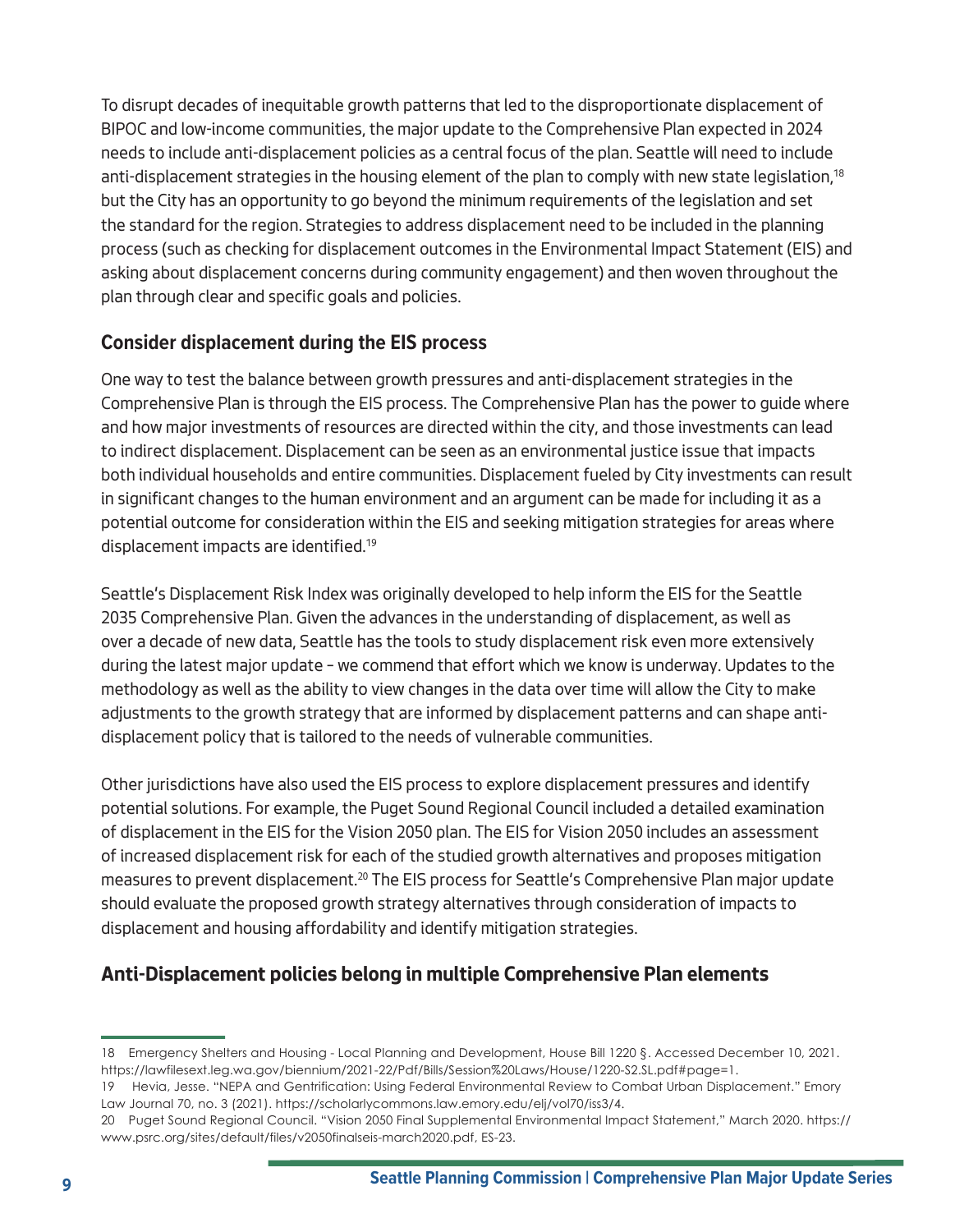To disrupt decades of inequitable growth patterns that led to the disproportionate displacement of BIPOC and low-income communities, the major update to the Comprehensive Plan expected in 2024 needs to include anti-displacement policies as a central focus of the plan. Seattle will need to include anti-displacement strategies in the housing element of the plan to comply with new state legislation,[18] but the City has an opportunity to go beyond the minimum requirements of the legislation and set the standard for the region. Strategies to address displacement need to be included in the planning process (such as checking for displacement outcomes in the Environmental Impact Statement (EIS) and asking about displacement concerns during community engagement) and then woven throughout the plan through clear and specific goals and policies.

## Consider displacement during the EIS process

One way to test the balance between growth pressures and anti-displacement strategies in the Comprehensive Plan is through the EIS process. The Comprehensive Plan has the power to guide where and how major investments of resources are directed within the city, and those investments can lead to indirect displacement. Displacement can be seen as an environmental justice issue that impacts both individual households and entire communities. Displacement fueled by City investments can result in significant changes to the human environment and an argument can be made for including it as a potential outcome for consideration within the EIS and seeking mitigation strategies for areas where displacement impacts are identified.[19]

Seattle's Displacement Risk Index was originally developed to help inform the EIS for the Seattle 2035 Comprehensive Plan. Given the advances in the understanding of displacement, as well as over a decade of new data, Seattle has the tools to study displacement risk even more extensively during the latest major update – we commend that effort which we know is underway. Updates to the methodology as well as the ability to view changes in the data over time will allow the City to make adjustments to the growth strategy that are informed by displacement patterns and can shape anti-displacement policy that is tailored to the needs of vulnerable communities.

Other jurisdictions have also used the EIS process to explore displacement pressures and identify potential solutions. For example, the Puget Sound Regional Council included a detailed examination of displacement in the EIS for the Vision 2050 plan. The EIS for Vision 2050 includes an assessment of increased displacement risk for each of the studied growth alternatives and proposes mitigation measures to prevent displacement.[20] The EIS process for Seattle's Comprehensive Plan major update should evaluate the proposed growth strategy alternatives through consideration of impacts to displacement and housing affordability and identify mitigation strategies.

## Anti-Displacement policies belong in multiple Comprehensive Plan elements

---

18 Emergency Shelters and Housing - Local Planning and Development, House Bill 1220 §. Accessed December 10, 2021. https://lawfilesext.leg.wa.gov/biennium/2021-22/Pdf/Bills/Session%20Laws/House/1220-S2.SL.pdf#page=1.

19 Hevia, Jesse. "NEPA and Gentrification: Using Federal Environmental Review to Combat Urban Displacement." Emory Law Journal 70, no. 3 (2021). https://scholarlycommons.law.emory.edu/elj/vol70/iss3/4.

20 Puget Sound Regional Council. "Vision 2050 Final Supplemental Environmental Impact Statement," March 2020. https://www.psrc.org/sites/default/files/v2050finalseis-march2020.pdf, ES-23.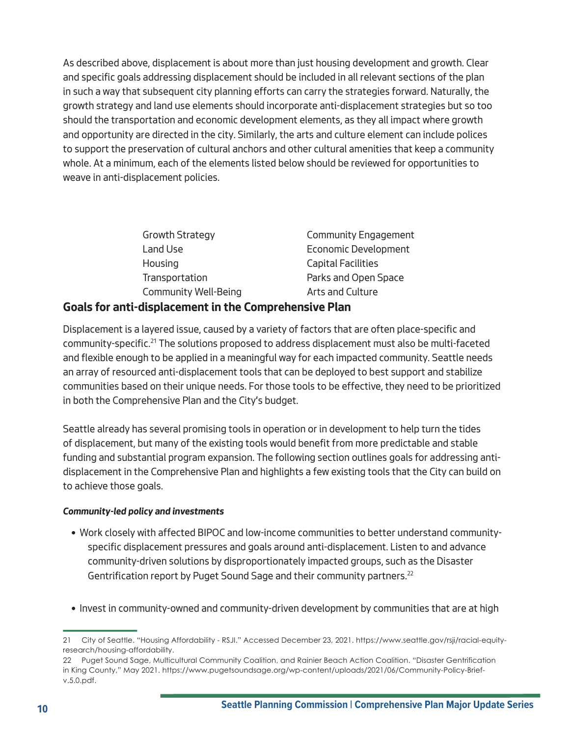As described above, displacement is about more than just housing development and growth. Clear and specific goals addressing displacement should be included in all relevant sections of the plan in such a way that subsequent city planning efforts can carry the strategies forward. Naturally, the growth strategy and land use elements should incorporate anti-displacement strategies but so too should the transportation and economic development elements, as they all impact where growth and opportunity are directed in the city. Similarly, the arts and culture element can include polices to support the preservation of cultural anchors and other cultural amenities that keep a community whole. At a minimum, each of the elements listed below should be reviewed for opportunities to weave in anti-displacement policies.

- Growth Strategy
- Land Use
- Housing
- Transportation
- Community Well-Being
- Community Engagement
- Economic Development
- Capital Facilities
- Parks and Open Space
- Arts and Culture

## Goals for anti-displacement in the Comprehensive Plan

Displacement is a layered issue, caused by a variety of factors that are often place-specific and community-specific.[21] The solutions proposed to address displacement must also be multi-faceted and flexible enough to be applied in a meaningful way for each impacted community. Seattle needs an array of resourced anti-displacement tools that can be deployed to best support and stabilize communities based on their unique needs. For those tools to be effective, they need to be prioritized in both the Comprehensive Plan and the City's budget.

Seattle already has several promising tools in operation or in development to help turn the tides of displacement, but many of the existing tools would benefit from more predictable and stable funding and substantial program expansion. The following section outlines goals for addressing anti-displacement in the Comprehensive Plan and highlights a few existing tools that the City can build on to achieve those goals.

***Community-led policy and investments***

- Work closely with affected BIPOC and low-income communities to better understand community-specific displacement pressures and goals around anti-displacement. Listen to and advance community-driven solutions by disproportionately impacted groups, such as the Disaster Gentrification report by Puget Sound Sage and their community partners.[22]

- Invest in community-owned and community-driven development by communities that are at high

---

21 City of Seattle. "Housing Affordability - RSJI." Accessed December 23, 2021. https://www.seattle.gov/rsji/racial-equity-research/housing-affordability.

22 Puget Sound Sage, Multicultural Community Coalition, and Rainier Beach Action Coalition. "Disaster Gentrification in King County," May 2021. https://www.pugetsoundsage.org/wp-content/uploads/2021/06/Community-Policy-Brief-v.5.0.pdf.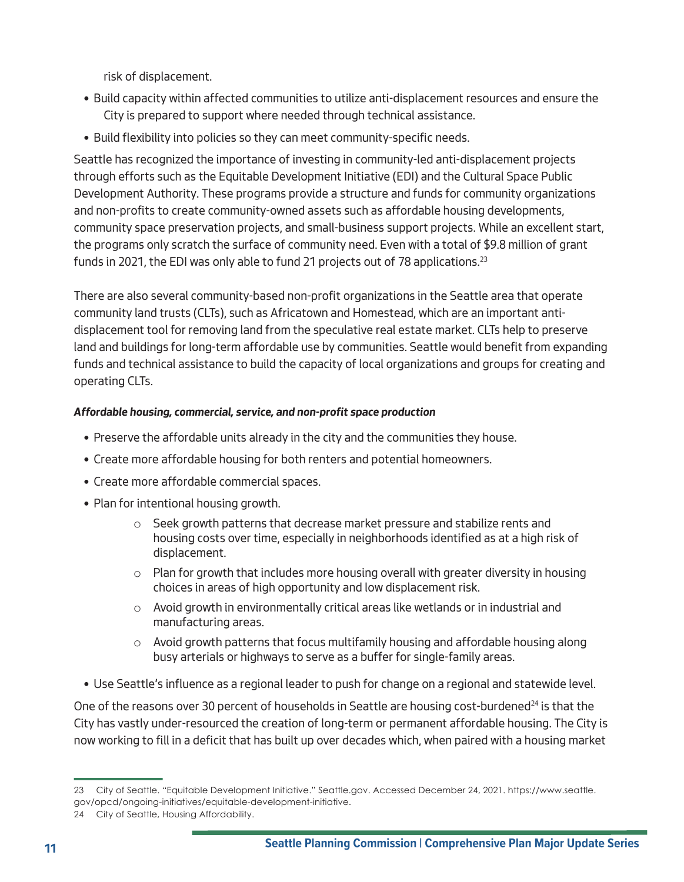risk of displacement.

- Build capacity within affected communities to utilize anti-displacement resources and ensure the City is prepared to support where needed through technical assistance.
- Build flexibility into policies so they can meet community-specific needs.

Seattle has recognized the importance of investing in community-led anti-displacement projects through efforts such as the Equitable Development Initiative (EDI) and the Cultural Space Public Development Authority. These programs provide a structure and funds for community organizations and non-profits to create community-owned assets such as affordable housing developments, community space preservation projects, and small-business support projects. While an excellent start, the programs only scratch the surface of community need. Even with a total of $9.8 million of grant funds in 2021, the EDI was only able to fund 21 projects out of 78 applications.[23]

There are also several community-based non-profit organizations in the Seattle area that operate community land trusts (CLTs), such as Africatown and Homestead, which are an important anti-displacement tool for removing land from the speculative real estate market. CLTs help to preserve land and buildings for long-term affordable use by communities. Seattle would benefit from expanding funds and technical assistance to build the capacity of local organizations and groups for creating and operating CLTs.

***Affordable housing, commercial, service, and non-profit space production***

- Preserve the affordable units already in the city and the communities they house.
- Create more affordable housing for both renters and potential homeowners.
- Create more affordable commercial spaces.
- Plan for intentional housing growth.
  - Seek growth patterns that decrease market pressure and stabilize rents and housing costs over time, especially in neighborhoods identified as at a high risk of displacement.
  - Plan for growth that includes more housing overall with greater diversity in housing choices in areas of high opportunity and low displacement risk.
  - Avoid growth in environmentally critical areas like wetlands or in industrial and manufacturing areas.
  - Avoid growth patterns that focus multifamily housing and affordable housing along busy arterials or highways to serve as a buffer for single-family areas.
- Use Seattle's influence as a regional leader to push for change on a regional and statewide level.

One of the reasons over 30 percent of households in Seattle are housing cost-burdened[24] is that the City has vastly under-resourced the creation of long-term or permanent affordable housing. The City is now working to fill in a deficit that has built up over decades which, when paired with a housing market

---

23 City of Seattle. "Equitable Development Initiative." Seattle.gov. Accessed December 24, 2021. https://www.seattle.gov/opcd/ongoing-initiatives/equitable-development-initiative.

24 City of Seattle, Housing Affordability.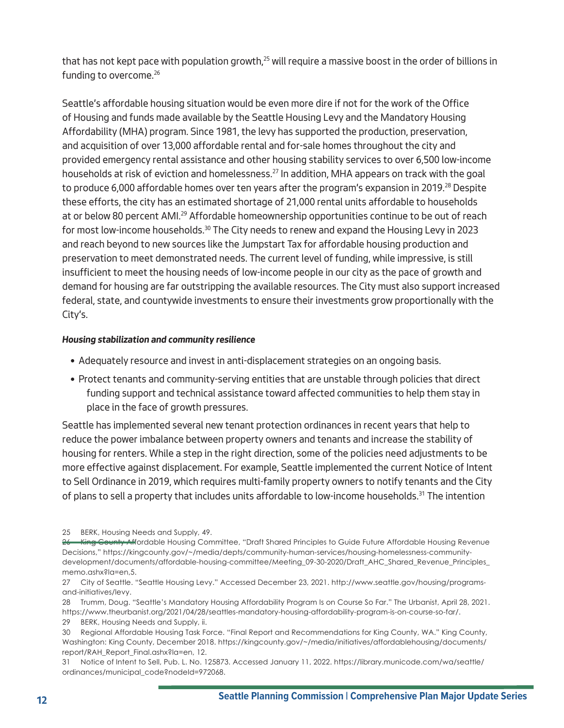that has not kept pace with population growth,[25] will require a massive boost in the order of billions in funding to overcome.[26]

Seattle's affordable housing situation would be even more dire if not for the work of the Office of Housing and funds made available by the Seattle Housing Levy and the Mandatory Housing Affordability (MHA) program. Since 1981, the levy has supported the production, preservation, and acquisition of over 13,000 affordable rental and for-sale homes throughout the city and provided emergency rental assistance and other housing stability services to over 6,500 low-income households at risk of eviction and homelessness.[27] In addition, MHA appears on track with the goal to produce 6,000 affordable homes over ten years after the program's expansion in 2019.[28] Despite these efforts, the city has an estimated shortage of 21,000 rental units affordable to households at or below 80 percent AMI.[29] Affordable homeownership opportunities continue to be out of reach for most low-income households.[30] The City needs to renew and expand the Housing Levy in 2023 and reach beyond to new sources like the Jumpstart Tax for affordable housing production and preservation to meet demonstrated needs. The current level of funding, while impressive, is still insufficient to meet the housing needs of low-income people in our city as the pace of growth and demand for housing are far outstripping the available resources. The City must also support increased federal, state, and countywide investments to ensure their investments grow proportionally with the City's.

***Housing stabilization and community resilience***

- Adequately resource and invest in anti-displacement strategies on an ongoing basis.
- Protect tenants and community-serving entities that are unstable through policies that direct funding support and technical assistance toward affected communities to help them stay in place in the face of growth pressures.

Seattle has implemented several new tenant protection ordinances in recent years that help to reduce the power imbalance between property owners and tenants and increase the stability of housing for renters. While a step in the right direction, some of the policies need adjustments to be more effective against displacement. For example, Seattle implemented the current Notice of Intent to Sell Ordinance in 2019, which requires multi-family property owners to notify tenants and the City of plans to sell a property that includes units affordable to low-income households.[31] The intention

25 BERK, Housing Needs and Supply, 49.

26 King County Affordable Housing Committee, "Draft Shared Principles to Guide Future Affordable Housing Revenue Decisions," https://kingcounty.gov/~/media/depts/community-human-services/housing-homelessness-community-development/documents/affordable-housing-committee/Meeting_09-30-2020/Draft_AHC_Shared_Revenue_Principles_memo.ashx?la=en,5.

27 City of Seattle. "Seattle Housing Levy." Accessed December 23, 2021. http://www.seattle.gov/housing/programs-and-initiatives/levy.

28 Trumm, Doug. "Seattle's Mandatory Housing Affordability Program Is on Course So Far." The Urbanist, April 28, 2021. https://www.theurbanist.org/2021/04/28/seattles-mandatory-housing-affordability-program-is-on-course-so-far/.

29 BERK, Housing Needs and Supply, ii.

30 Regional Affordable Housing Task Force. "Final Report and Recommendations for King County, WA." King County, Washington: King County, December 2018. https://kingcounty.gov/~/media/initiatives/affordablehousing/documents/report/RAH_Report_Final.ashx?la=en, 12.

31 Notice of Intent to Sell, Pub. L. No. 125873. Accessed January 11, 2022. https://library.municode.com/wa/seattle/ordinances/municipal_code?nodeId=972068.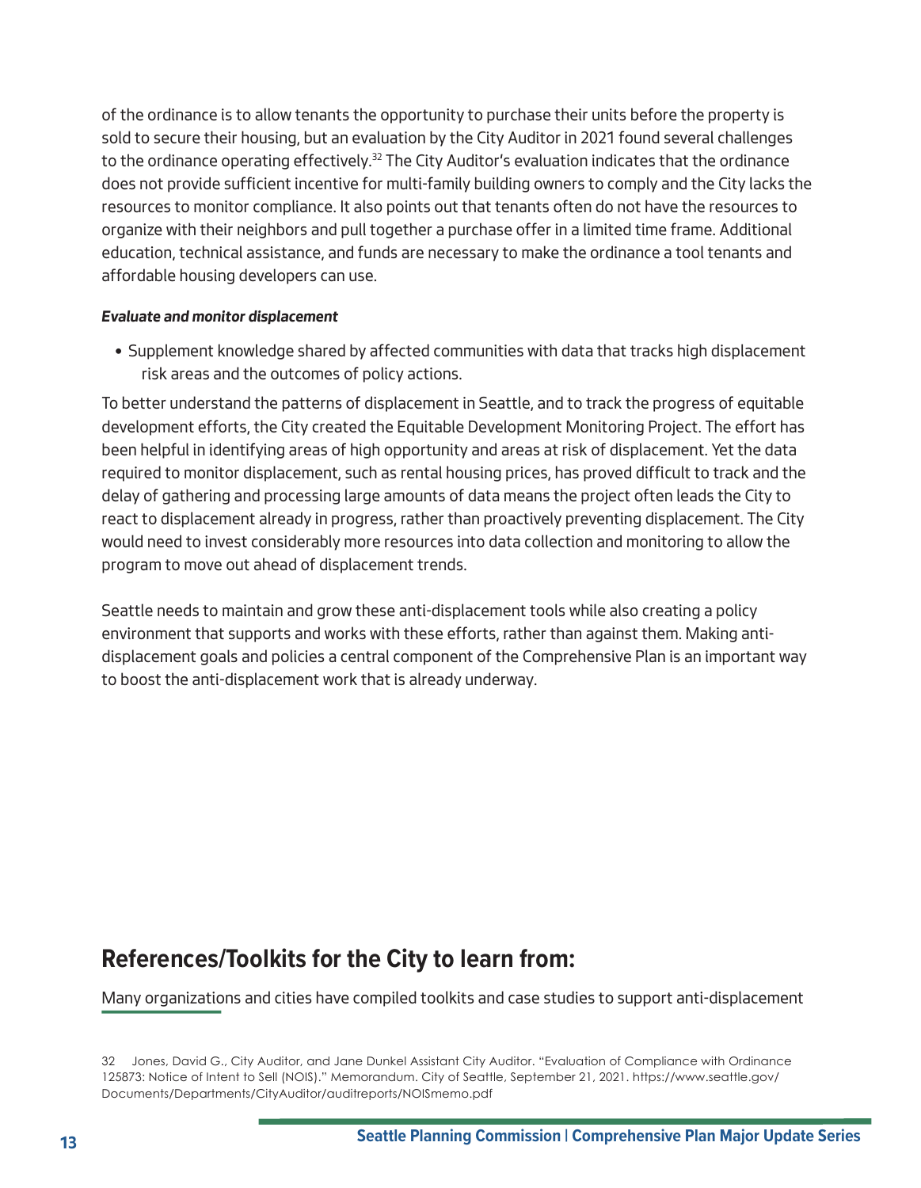of the ordinance is to allow tenants the opportunity to purchase their units before the property is sold to secure their housing, but an evaluation by the City Auditor in 2021 found several challenges to the ordinance operating effectively.[32] The City Auditor's evaluation indicates that the ordinance does not provide sufficient incentive for multi-family building owners to comply and the City lacks the resources to monitor compliance. It also points out that tenants often do not have the resources to organize with their neighbors and pull together a purchase offer in a limited time frame. Additional education, technical assistance, and funds are necessary to make the ordinance a tool tenants and affordable housing developers can use.

***Evaluate and monitor displacement***

- Supplement knowledge shared by affected communities with data that tracks high displacement risk areas and the outcomes of policy actions.

To better understand the patterns of displacement in Seattle, and to track the progress of equitable development efforts, the City created the Equitable Development Monitoring Project. The effort has been helpful in identifying areas of high opportunity and areas at risk of displacement. Yet the data required to monitor displacement, such as rental housing prices, has proved difficult to track and the delay of gathering and processing large amounts of data means the project often leads the City to react to displacement already in progress, rather than proactively preventing displacement. The City would need to invest considerably more resources into data collection and monitoring to allow the program to move out ahead of displacement trends.

Seattle needs to maintain and grow these anti-displacement tools while also creating a policy environment that supports and works with these efforts, rather than against them. Making anti-displacement goals and policies a central component of the Comprehensive Plan is an important way to boost the anti-displacement work that is already underway.

## References/Toolkits for the City to learn from:

Many organizations and cities have compiled toolkits and case studies to support anti-displacement

32 Jones, David G., City Auditor, and Jane Dunkel Assistant City Auditor. "Evaluation of Compliance with Ordinance 125873: Notice of Intent to Sell (NOIS)." Memorandum. City of Seattle, September 21, 2021. https://www.seattle.gov/Documents/Departments/CityAuditor/auditreports/NOISmemo.pdf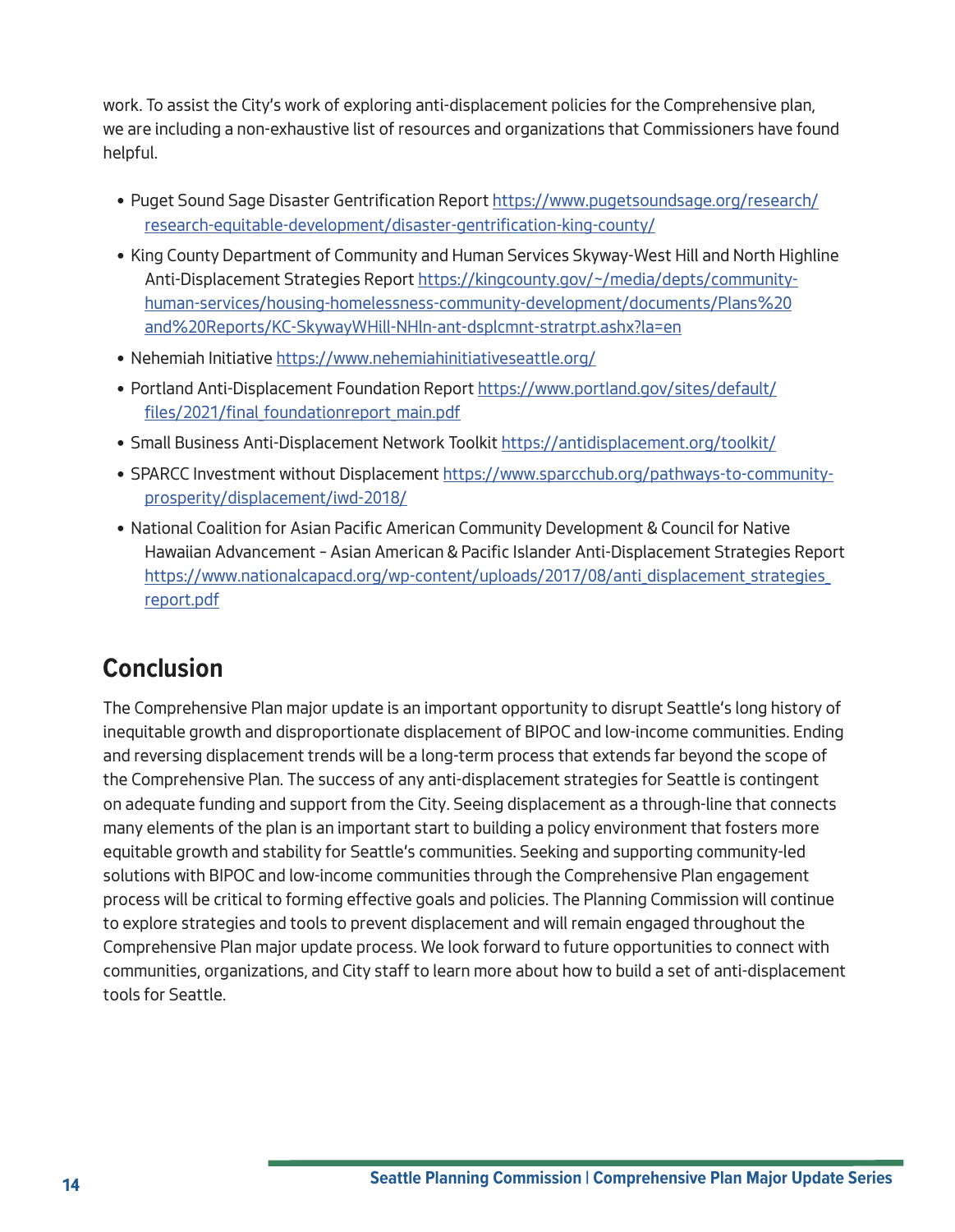work. To assist the City's work of exploring anti-displacement policies for the Comprehensive plan, we are including a non-exhaustive list of resources and organizations that Commissioners have found helpful.

- Puget Sound Sage Disaster Gentrification Report https://www.pugetsoundsage.org/research/research-equitable-development/disaster-gentrification-king-county/
- King County Department of Community and Human Services Skyway-West Hill and North Highline Anti-Displacement Strategies Report https://kingcounty.gov/~/media/depts/community-human-services/housing-homelessness-community-development/documents/Plans%20and%20Reports/KC-SkywayWHill-NHln-ant-dsplcmnt-stratrpt.ashx?la=en
- Nehemiah Initiative https://www.nehemiahinitiativeseattle.org/
- Portland Anti-Displacement Foundation Report https://www.portland.gov/sites/default/files/2021/final_foundationreport_main.pdf
- Small Business Anti-Displacement Network Toolkit https://antidisplacement.org/toolkit/
- SPARCC Investment without Displacement https://www.sparcchub.org/pathways-to-community-prosperity/displacement/iwd-2018/
- National Coalition for Asian Pacific American Community Development & Council for Native Hawaiian Advancement – Asian American & Pacific Islander Anti-Displacement Strategies Report https://www.nationalcapacd.org/wp-content/uploads/2017/08/anti_displacement_strategies_report.pdf

## Conclusion

The Comprehensive Plan major update is an important opportunity to disrupt Seattle's long history of inequitable growth and disproportionate displacement of BIPOC and low-income communities. Ending and reversing displacement trends will be a long-term process that extends far beyond the scope of the Comprehensive Plan. The success of any anti-displacement strategies for Seattle is contingent on adequate funding and support from the City. Seeing displacement as a through-line that connects many elements of the plan is an important start to building a policy environment that fosters more equitable growth and stability for Seattle's communities. Seeking and supporting community-led solutions with BIPOC and low-income communities through the Comprehensive Plan engagement process will be critical to forming effective goals and policies. The Planning Commission will continue to explore strategies and tools to prevent displacement and will remain engaged throughout the Comprehensive Plan major update process. We look forward to future opportunities to connect with communities, organizations, and City staff to learn more about how to build a set of anti-displacement tools for Seattle.